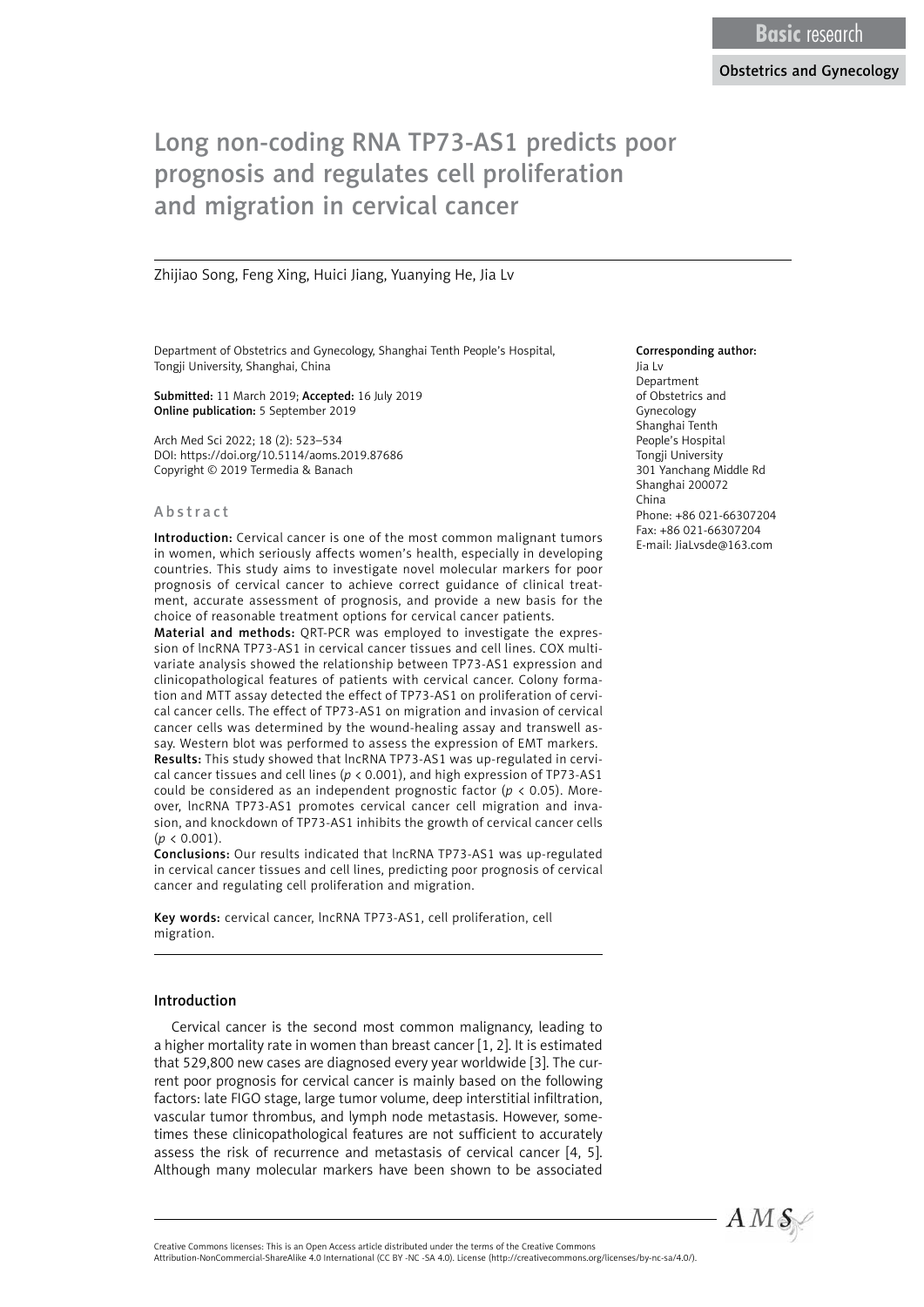Basic research

Obstetrics and Gynecology

# Long non-coding RNA TP73-AS1 predicts poor prognosis and regulates cell proliferation and migration in cervical cancer

Zhijiao Song, Feng Xing, Huici Jiang, Yuanying He, Jia Lv

Department of Obstetrics and Gynecology, Shanghai Tenth People's Hospital, Tongji University, Shanghai, China

**Submitted:** 11 March 2019; **Accepted:** 16 July 2019
**Online publication:** 5 September 2019

Arch Med Sci 2022; 18 (2): 523–534
DOI: https://doi.org/10.5114/aoms.2019.87686
Copyright © 2019 Termedia & Banach

**Corresponding author:**
Jia Lv
Department of Obstetrics and Gynecology
Shanghai Tenth People's Hospital
Tongji University
301 Yanchang Middle Rd
Shanghai 200072
China
Phone: +86 021-66307204
Fax: +86 021-66307204
E-mail: JiaLvsde@163.com

## Abstract

**Introduction:** Cervical cancer is one of the most common malignant tumors in women, which seriously affects women's health, especially in developing countries. This study aims to investigate novel molecular markers for poor prognosis of cervical cancer to achieve correct guidance of clinical treatment, accurate assessment of prognosis, and provide a new basis for the choice of reasonable treatment options for cervical cancer patients.

**Material and methods:** QRT-PCR was employed to investigate the expression of lncRNA TP73-AS1 in cervical cancer tissues and cell lines. COX multivariate analysis showed the relationship between TP73-AS1 expression and clinicopathological features of patients with cervical cancer. Colony formation and MTT assay detected the effect of TP73-AS1 on proliferation of cervical cancer cells. The effect of TP73-AS1 on migration and invasion of cervical cancer cells was determined by the wound-healing assay and transwell assay. Western blot was performed to assess the expression of EMT markers.

**Results:** This study showed that lncRNA TP73-AS1 was up-regulated in cervical cancer tissues and cell lines ($p < 0.001$), and high expression of TP73-AS1 could be considered as an independent prognostic factor ($p < 0.05$). Moreover, lncRNA TP73-AS1 promotes cervical cancer cell migration and invasion, and knockdown of TP73-AS1 inhibits the growth of cervical cancer cells ($p < 0.001$).

**Conclusions:** Our results indicated that lncRNA TP73-AS1 was up-regulated in cervical cancer tissues and cell lines, predicting poor prognosis of cervical cancer and regulating cell proliferation and migration.

**Key words:** cervical cancer, lncRNA TP73-AS1, cell proliferation, cell migration.

## Introduction

Cervical cancer is the second most common malignancy, leading to a higher mortality rate in women than breast cancer [1, 2]. It is estimated that 529,800 new cases are diagnosed every year worldwide [3]. The current poor prognosis for cervical cancer is mainly based on the following factors: late FIGO stage, large tumor volume, deep interstitial infiltration, vascular tumor thrombus, and lymph node metastasis. However, sometimes these clinicopathological features are not sufficient to accurately assess the risk of recurrence and metastasis of cervical cancer [4, 5]. Although many molecular markers have been shown to be associated

Creative Commons licenses: This is an Open Access article distributed under the terms of the Creative Commons Attribution-NonCommercial-ShareAlike 4.0 International (CC BY -NC -SA 4.0). License (http://creativecommons.org/licenses/by-nc-sa/4.0/).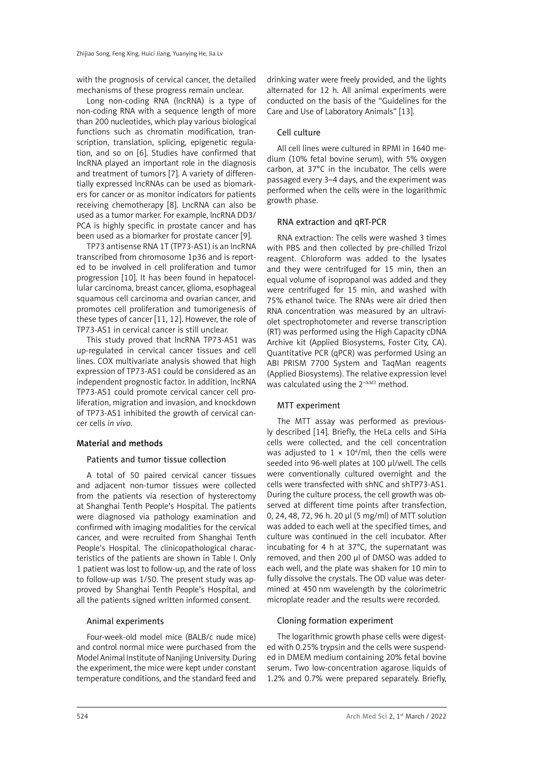with the prognosis of cervical cancer, the detailed mechanisms of these progress remain unclear.

Long non-coding RNA (lncRNA) is a type of non-coding RNA with a sequence length of more than 200 nucleotides, which play various biological functions such as chromatin modification, transcription, translation, splicing, epigenetic regulation, and so on [6]. Studies have confirmed that lncRNA played an important role in the diagnosis and treatment of tumors [7]. A variety of differentially expressed lncRNAs can be used as biomarkers for cancer or as monitor indicators for patients receiving chemotherapy [8]. LncRNA can also be used as a tumor marker. For example, lncRNA DD3/PCA is highly specific in prostate cancer and has been used as a biomarker for prostate cancer [9].

TP73 antisense RNA 1T (TP73-AS1) is an lncRNA transcribed from chromosome 1p36 and is reported to be involved in cell proliferation and tumor progression [10]. It has been found in hepatocellular carcinoma, breast cancer, glioma, esophageal squamous cell carcinoma and ovarian cancer, and promotes cell proliferation and tumorigenesis of these types of cancer [11, 12]. However, the role of TP73-AS1 in cervical cancer is still unclear.

This study proved that lncRNA TP73-AS1 was up-regulated in cervical cancer tissues and cell lines. COX multivariate analysis showed that high expression of TP73-AS1 could be considered as an independent prognostic factor. In addition, lncRNA TP73-AS1 could promote cervical cancer cell proliferation, migration and invasion, and knockdown of TP73-AS1 inhibited the growth of cervical cancer cells *in vivo*.

## Material and methods

### Patients and tumor tissue collection

A total of 50 paired cervical cancer tissues and adjacent non-tumor tissues were collected from the patients via resection of hysterectomy at Shanghai Tenth People's Hospital. The patients were diagnosed via pathology examination and confirmed with imaging modalities for the cervical cancer, and were recruited from Shanghai Tenth People's Hospital. The clinicopathological characteristics of the patients are shown in Table I. Only 1 patient was lost to follow-up, and the rate of loss to follow-up was 1/50. The present study was approved by Shanghai Tenth People's Hospital, and all the patients signed written informed consent.

### Animal experiments

Four-week-old model mice (BALB/c nude mice) and control normal mice were purchased from the Model Animal Institute of Nanjing University. During the experiment, the mice were kept under constant temperature conditions, and the standard feed and drinking water were freely provided, and the lights alternated for 12 h. All animal experiments were conducted on the basis of the "Guidelines for the Care and Use of Laboratory Animals" [13].

### Cell culture

All cell lines were cultured in RPMI in 1640 medium (10% fetal bovine serum), with 5% oxygen carbon, at 37°C in the incubator. The cells were passaged every 3–4 days, and the experiment was performed when the cells were in the logarithmic growth phase.

### RNA extraction and qRT-PCR

RNA extraction: The cells were washed 3 times with PBS and then collected by pre-chilled Trizol reagent. Chloroform was added to the lysates and they were centrifuged for 15 min, then an equal volume of isopropanol was added and they were centrifuged for 15 min, and washed with 75% ethanol twice. The RNAs were air dried then RNA concentration was measured by an ultraviolet spectrophotometer and reverse transcription (RT) was performed using the High Capacity cDNA Archive kit (Applied Biosystems, Foster City, CA). Quantitative PCR (qPCR) was performed Using an ABI PRISM 7700 System and TaqMan reagents (Applied Biosystems). The relative expression level was calculated using the $2^{-\Delta\Delta Ct}$ method.

### MTT experiment

The MTT assay was performed as previously described [14]. Briefly, the HeLa cells and SiHa cells were collected, and the cell concentration was adjusted to $1 \times 10^4$/ml, then the cells were seeded into 96-well plates at 100 μl/well. The cells were conventionally cultured overnight and the cells were transfected with shNC and shTP73-AS1. During the culture process, the cell growth was observed at different time points after transfection, 0, 24, 48, 72, 96 h. 20 μl (5 mg/ml) of MTT solution was added to each well at the specified times, and culture was continued in the cell incubator. After incubating for 4 h at 37°C, the supernatant was removed, and then 200 μl of DMSO was added to each well, and the plate was shaken for 10 min to fully dissolve the crystals. The OD value was determined at 450 nm wavelength by the colorimetric microplate reader and the results were recorded.

### Cloning formation experiment

The logarithmic growth phase cells were digested with 0.25% trypsin and the cells were suspended in DMEM medium containing 20% fetal bovine serum. Two low-concentration agarose liquids of 1.2% and 0.7% were prepared separately. Briefly,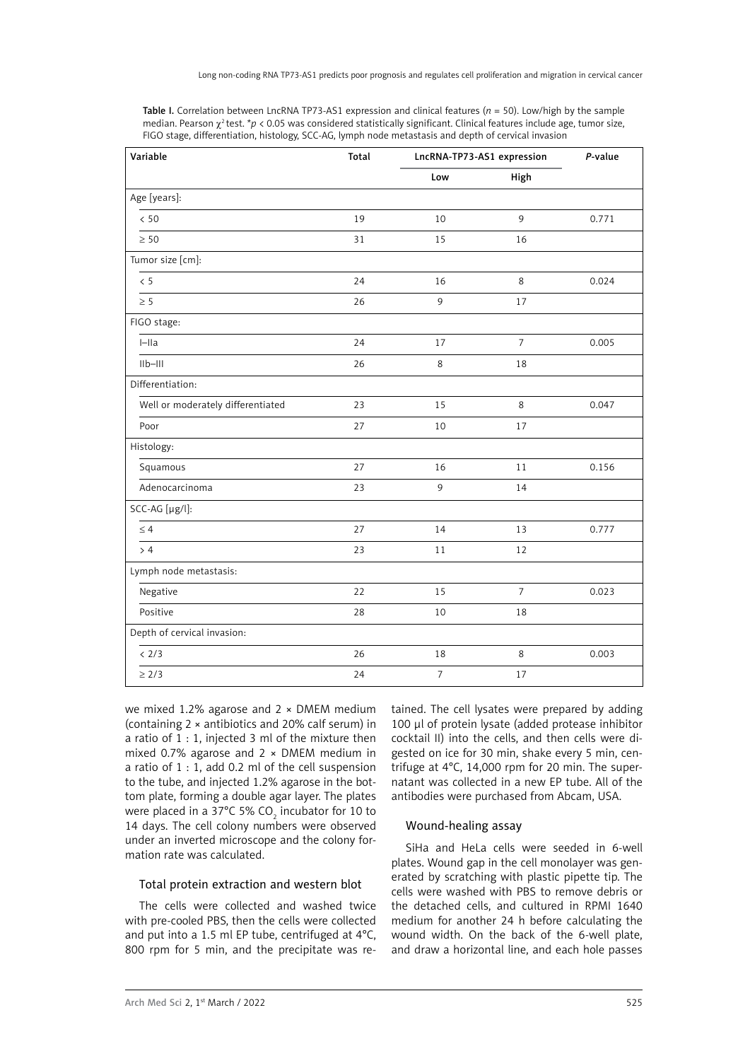**Table I.** Correlation between LncRNA TP73-AS1 expression and clinical features (*n* = 50). Low/high by the sample median. Pearson $\chi^2$ test. \**p* < 0.05 was considered statistically significant. Clinical features include age, tumor size, FIGO stage, differentiation, histology, SCC-AG, lymph node metastasis and depth of cervical invasion

| Variable | Total | LncRNA-TP73-AS1 expression | | *P*-value |
|---|---|---|---|---|
| | | Low | High | |
| Age [years]: | | | | |
| < 50 | 19 | 10 | 9 | 0.771 |
| ≥ 50 | 31 | 15 | 16 | |
| Tumor size [cm]: | | | | |
| < 5 | 24 | 16 | 8 | 0.024 |
| ≥ 5 | 26 | 9 | 17 | |
| FIGO stage: | | | | |
| I–IIa | 24 | 17 | 7 | 0.005 |
| IIb–III | 26 | 8 | 18 | |
| Differentiation: | | | | |
| Well or moderately differentiated | 23 | 15 | 8 | 0.047 |
| Poor | 27 | 10 | 17 | |
| Histology: | | | | |
| Squamous | 27 | 16 | 11 | 0.156 |
| Adenocarcinoma | 23 | 9 | 14 | |
| SCC-AG [μg/l]: | | | | |
| ≤ 4 | 27 | 14 | 13 | 0.777 |
| > 4 | 23 | 11 | 12 | |
| Lymph node metastasis: | | | | |
| Negative | 22 | 15 | 7 | 0.023 |
| Positive | 28 | 10 | 18 | |
| Depth of cervical invasion: | | | | |
| < 2/3 | 26 | 18 | 8 | 0.003 |
| ≥ 2/3 | 24 | 7 | 17 | |

we mixed 1.2% agarose and 2 × DMEM medium (containing 2 × antibiotics and 20% calf serum) in a ratio of 1 : 1, injected 3 ml of the mixture then mixed 0.7% agarose and 2 × DMEM medium in a ratio of 1 : 1, add 0.2 ml of the cell suspension to the tube, and injected 1.2% agarose in the bottom plate, forming a double agar layer. The plates were placed in a 37°C 5% $CO_2$ incubator for 10 to 14 days. The cell colony numbers were observed under an inverted microscope and the colony formation rate was calculated.

### Total protein extraction and western blot

The cells were collected and washed twice with pre-cooled PBS, then the cells were collected and put into a 1.5 ml EP tube, centrifuged at 4°C, 800 rpm for 5 min, and the precipitate was retained. The cell lysates were prepared by adding 100 μl of protein lysate (added protease inhibitor cocktail II) into the cells, and then cells were digested on ice for 30 min, shake every 5 min, centrifuge at 4°C, 14,000 rpm for 20 min. The supernatant was collected in a new EP tube. All of the antibodies were purchased from Abcam, USA.

### Wound-healing assay

SiHa and HeLa cells were seeded in 6-well plates. Wound gap in the cell monolayer was generated by scratching with plastic pipette tip. The cells were washed with PBS to remove debris or the detached cells, and cultured in RPMI 1640 medium for another 24 h before calculating the wound width. On the back of the 6-well plate, and draw a horizontal line, and each hole passes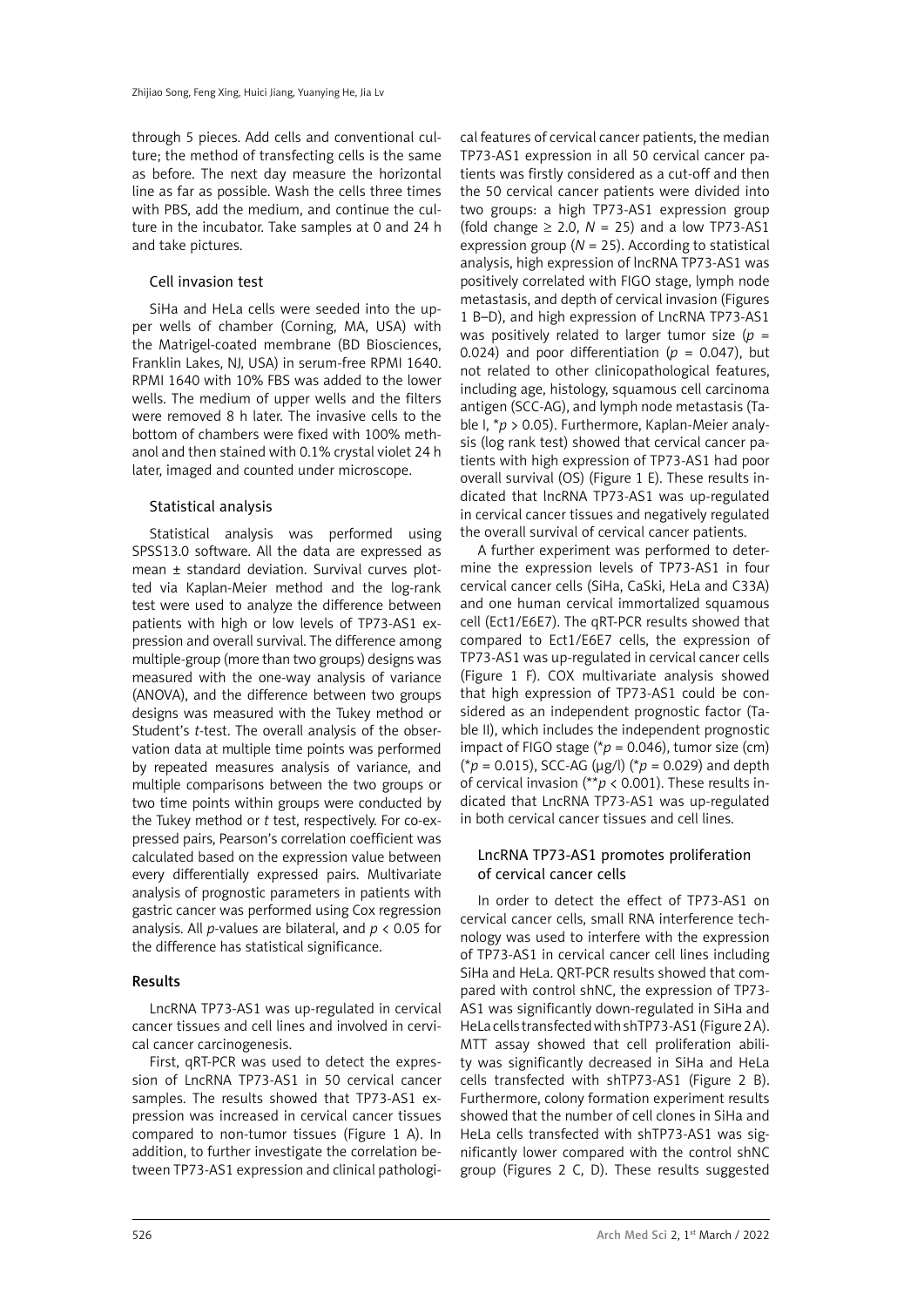through 5 pieces. Add cells and conventional culture; the method of transfecting cells is the same as before. The next day measure the horizontal line as far as possible. Wash the cells three times with PBS, add the medium, and continue the culture in the incubator. Take samples at 0 and 24 h and take pictures.

### Cell invasion test

SiHa and HeLa cells were seeded into the upper wells of chamber (Corning, MA, USA) with the Matrigel-coated membrane (BD Biosciences, Franklin Lakes, NJ, USA) in serum-free RPMI 1640. RPMI 1640 with 10% FBS was added to the lower wells. The medium of upper wells and the filters were removed 8 h later. The invasive cells to the bottom of chambers were fixed with 100% methanol and then stained with 0.1% crystal violet 24 h later, imaged and counted under microscope.

### Statistical analysis

Statistical analysis was performed using SPSS13.0 software. All the data are expressed as mean ± standard deviation. Survival curves plotted via Kaplan-Meier method and the log-rank test were used to analyze the difference between patients with high or low levels of TP73-AS1 expression and overall survival. The difference among multiple-group (more than two groups) designs was measured with the one-way analysis of variance (ANOVA), and the difference between two groups designs was measured with the Tukey method or Student's *t*-test. The overall analysis of the observation data at multiple time points was performed by repeated measures analysis of variance, and multiple comparisons between the two groups or two time points within groups were conducted by the Tukey method or *t* test, respectively. For co-expressed pairs, Pearson's correlation coefficient was calculated based on the expression value between every differentially expressed pairs. Multivariate analysis of prognostic parameters in patients with gastric cancer was performed using Cox regression analysis. All *p*-values are bilateral, and $p < 0.05$ for the difference has statistical significance.

## Results

LncRNA TP73-AS1 was up-regulated in cervical cancer tissues and cell lines and involved in cervical cancer carcinogenesis.

First, qRT-PCR was used to detect the expression of LncRNA TP73-AS1 in 50 cervical cancer samples. The results showed that TP73-AS1 expression was increased in cervical cancer tissues compared to non-tumor tissues (Figure 1 A). In addition, to further investigate the correlation between TP73-AS1 expression and clinical pathological features of cervical cancer patients, the median TP73-AS1 expression in all 50 cervical cancer patients was firstly considered as a cut-off and then the 50 cervical cancer patients were divided into two groups: a high TP73-AS1 expression group (fold change ≥ 2.0, $N = 25$) and a low TP73-AS1 expression group ($N = 25$). According to statistical analysis, high expression of lncRNA TP73-AS1 was positively correlated with FIGO stage, lymph node metastasis, and depth of cervical invasion (Figures 1 B–D), and high expression of LncRNA TP73-AS1 was positively related to larger tumor size ($p = 0.024$) and poor differentiation ($p = 0.047$), but not related to other clinicopathological features, including age, histology, squamous cell carcinoma antigen (SCC-AG), and lymph node metastasis (Table I, $^*p > 0.05$). Furthermore, Kaplan-Meier analysis (log rank test) showed that cervical cancer patients with high expression of TP73-AS1 had poor overall survival (OS) (Figure 1 E). These results indicated that lncRNA TP73-AS1 was up-regulated in cervical cancer tissues and negatively regulated the overall survival of cervical cancer patients.

A further experiment was performed to determine the expression levels of TP73-AS1 in four cervical cancer cells (SiHa, CaSki, HeLa and C33A) and one human cervical immortalized squamous cell (Ect1/E6E7). The qRT-PCR results showed that compared to Ect1/E6E7 cells, the expression of TP73-AS1 was up-regulated in cervical cancer cells (Figure 1 F). COX multivariate analysis showed that high expression of TP73-AS1 could be considered as an independent prognostic factor (Table II), which includes the independent prognostic impact of FIGO stage ($^*p = 0.046$), tumor size (cm) ($^*p = 0.015$), SCC-AG (μg/l) ($^*p = 0.029$) and depth of cervical invasion ($^{**}p < 0.001$). These results indicated that LncRNA TP73-AS1 was up-regulated in both cervical cancer tissues and cell lines.

### LncRNA TP73-AS1 promotes proliferation of cervical cancer cells

In order to detect the effect of TP73-AS1 on cervical cancer cells, small RNA interference technology was used to interfere with the expression of TP73-AS1 in cervical cancer cell lines including SiHa and HeLa. QRT-PCR results showed that compared with control shNC, the expression of TP73-AS1 was significantly down-regulated in SiHa and HeLa cells transfected with shTP73-AS1 (Figure 2 A). MTT assay showed that cell proliferation ability was significantly decreased in SiHa and HeLa cells transfected with shTP73-AS1 (Figure 2 B). Furthermore, colony formation experiment results showed that the number of cell clones in SiHa and HeLa cells transfected with shTP73-AS1 was significantly lower compared with the control shNC group (Figures 2 C, D). These results suggested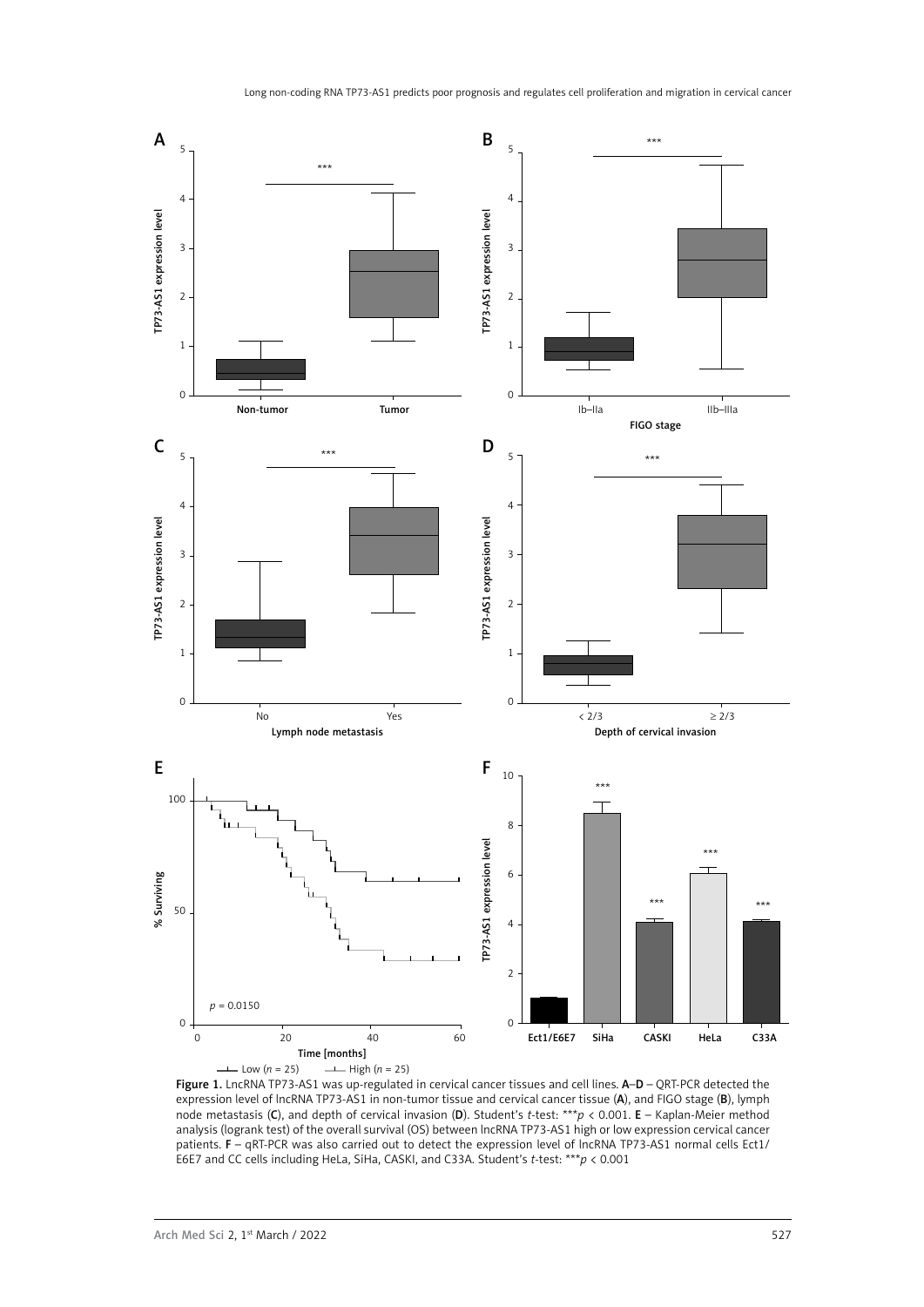Figure 1. LncRNA TP73-AS1 was up-regulated in cervical cancer tissues and cell lines. **A**–**D** – QRT-PCR detected the expression level of lncRNA TP73-AS1 in non-tumor tissue and cervical cancer tissue (**A**), and FIGO stage (**B**), lymph node metastasis (**C**), and depth of cervical invasion (**D**). Student's *t*-test: ****p* < 0.001. **E** – Kaplan-Meier method analysis (logrank test) of the overall survival (OS) between lncRNA TP73-AS1 high or low expression cervical cancer patients. **F** – qRT-PCR was also carried out to detect the expression level of lncRNA TP73-AS1 normal cells Ect1/E6E7 and CC cells including HeLa, SiHa, CASKI, and C33A. Student's *t*-test: ****p* < 0.001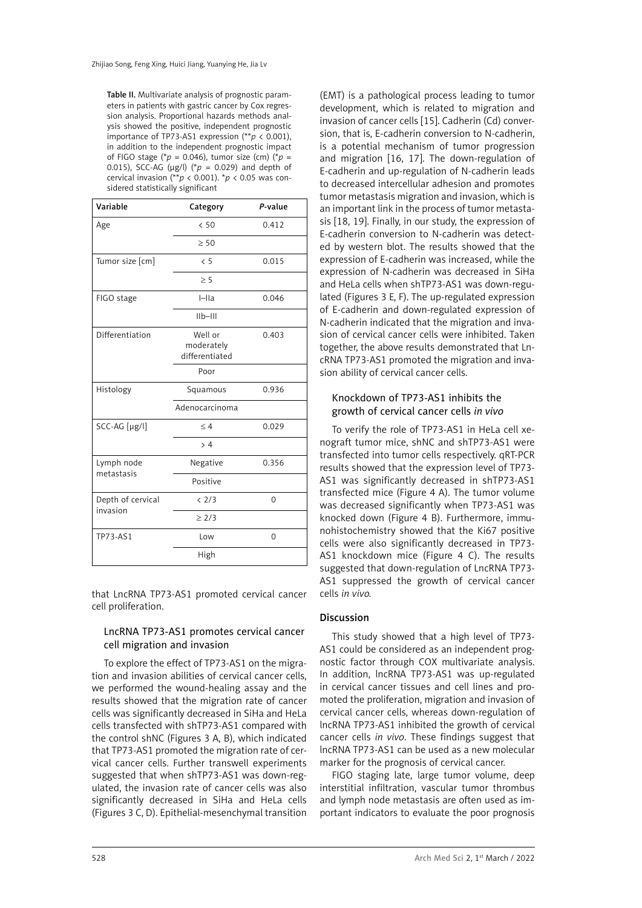Table II. Multivariate analysis of prognostic parameters in patients with gastric cancer by Cox regression analysis. Proportional hazards methods analysis showed the positive, independent prognostic importance of TP73-AS1 expression (**$p < 0.001$), in addition to the independent prognostic impact of FIGO stage (*$p = 0.046$), tumor size (cm) (*$p = 0.015$), SCC-AG (μg/l) (*$p = 0.029$) and depth of cervical invasion (**$p < 0.001$). *$p < 0.05$ was considered statistically significant

| Variable | Category | *P*-value |
|---|---|---|
| Age | < 50 | 0.412 |
| | ≥ 50 | |
| Tumor size [cm] | < 5 | 0.015 |
| | ≥ 5 | |
| FIGO stage | I–IIa | 0.046 |
| | IIb–III | |
| Differentiation | Well or moderately differentiated | 0.403 |
| | Poor | |
| Histology | Squamous | 0.936 |
| | Adenocarcinoma | |
| SCC-AG [μg/l] | ≤ 4 | 0.029 |
| | > 4 | |
| Lymph node metastasis | Negative | 0.356 |
| | Positive | |
| Depth of cervical invasion | < 2/3 | 0 |
| | ≥ 2/3 | |
| TP73-AS1 | Low | 0 |
| | High | |

that LncRNA TP73-AS1 promoted cervical cancer cell proliferation.

### LncRNA TP73-AS1 promotes cervical cancer cell migration and invasion

To explore the effect of TP73-AS1 on the migration and invasion abilities of cervical cancer cells, we performed the wound-healing assay and the results showed that the migration rate of cancer cells was significantly decreased in SiHa and HeLa cells transfected with shTP73-AS1 compared with the control shNC (Figures 3 A, B), which indicated that TP73-AS1 promoted the migration rate of cervical cancer cells. Further transwell experiments suggested that when shTP73-AS1 was down-regulated, the invasion rate of cancer cells was also significantly decreased in SiHa and HeLa cells (Figures 3 C, D). Epithelial-mesenchymal transition (EMT) is a pathological process leading to tumor development, which is related to migration and invasion of cancer cells [15]. Cadherin (Cd) conversion, that is, E-cadherin conversion to N-cadherin, is a potential mechanism of tumor progression and migration [16, 17]. The down-regulation of E-cadherin and up-regulation of N-cadherin leads to decreased intercellular adhesion and promotes tumor metastasis migration and invasion, which is an important link in the process of tumor metastasis [18, 19]. Finally, in our study, the expression of E-cadherin conversion to N-cadherin was detected by western blot. The results showed that the expression of E-cadherin was increased, while the expression of N-cadherin was decreased in SiHa and HeLa cells when shTP73-AS1 was down-regulated (Figures 3 E, F). The up-regulated expression of E-cadherin and down-regulated expression of N-cadherin indicated that the migration and invasion of cervical cancer cells were inhibited. Taken together, the above results demonstrated that LncRNA TP73-AS1 promoted the migration and invasion ability of cervical cancer cells.

### Knockdown of TP73-AS1 inhibits the growth of cervical cancer cells *in vivo*

To verify the role of TP73-AS1 in HeLa cell xenograft tumor mice, shNC and shTP73-AS1 were transfected into tumor cells respectively. qRT-PCR results showed that the expression level of TP73-AS1 was significantly decreased in shTP73-AS1 transfected mice (Figure 4 A). The tumor volume was decreased significantly when TP73-AS1 was knocked down (Figure 4 B). Furthermore, immunohistochemistry showed that the Ki67 positive cells were also significantly decreased in TP73-AS1 knockdown mice (Figure 4 C). The results suggested that down-regulation of LncRNA TP73-AS1 suppressed the growth of cervical cancer cells *in vivo*.

## Discussion

This study showed that a high level of TP73-AS1 could be considered as an independent prognostic factor through COX multivariate analysis. In addition, lncRNA TP73-AS1 was up-regulated in cervical cancer tissues and cell lines and promoted the proliferation, migration and invasion of cervical cancer cells, whereas down-regulation of lncRNA TP73-AS1 inhibited the growth of cervical cancer cells *in vivo*. These findings suggest that lncRNA TP73-AS1 can be used as a new molecular marker for the prognosis of cervical cancer.

FIGO staging late, large tumor volume, deep interstitial infiltration, vascular tumor thrombus and lymph node metastasis are often used as important indicators to evaluate the poor prognosis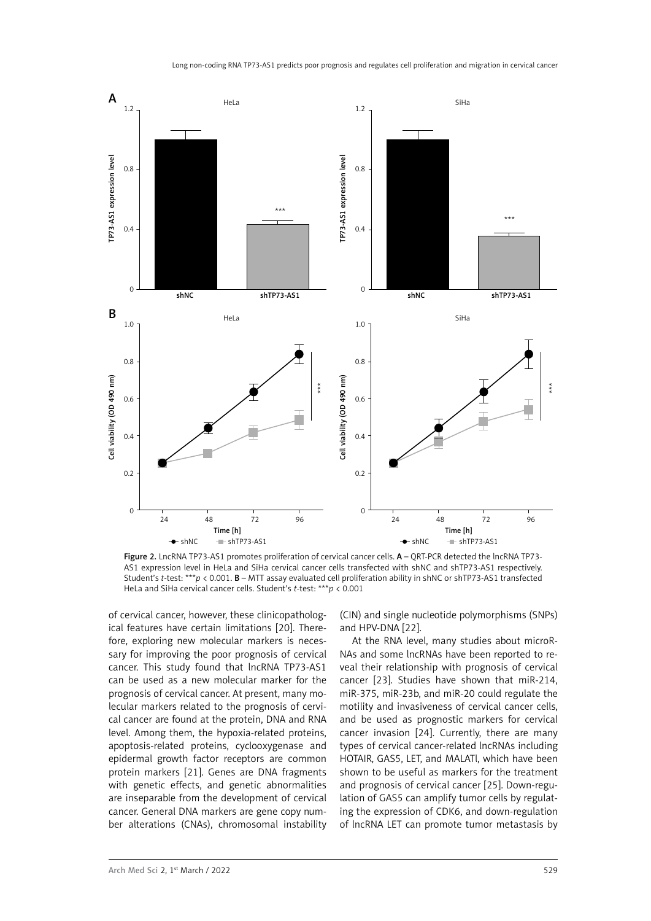Figure 2. LncRNA TP73-AS1 promotes proliferation of cervical cancer cells. **A** – QRT-PCR detected the lncRNA TP73-AS1 expression level in HeLa and SiHa cervical cancer cells transfected with shNC and shTP73-AS1 respectively. Student's *t*-test: ***$p < 0.001$. **B** – MTT assay evaluated cell proliferation ability in shNC or shTP73-AS1 transfected HeLa and SiHa cervical cancer cells. Student's *t*-test: ***$p < 0.001$

of cervical cancer, however, these clinicopathological features have certain limitations [20]. Therefore, exploring new molecular markers is necessary for improving the poor prognosis of cervical cancer. This study found that lncRNA TP73-AS1 can be used as a new molecular marker for the prognosis of cervical cancer. At present, many molecular markers related to the prognosis of cervical cancer are found at the protein, DNA and RNA level. Among them, the hypoxia-related proteins, apoptosis-related proteins, cyclooxygenase and epidermal growth factor receptors are common protein markers [21]. Genes are DNA fragments with genetic effects, and genetic abnormalities are inseparable from the development of cervical cancer. General DNA markers are gene copy number alterations (CNAs), chromosomal instability (CIN) and single nucleotide polymorphisms (SNPs) and HPV-DNA [22].

At the RNA level, many studies about microRNAs and some lncRNAs have been reported to reveal their relationship with prognosis of cervical cancer [23]. Studies have shown that miR-214, miR-375, miR-23b, and miR-20 could regulate the motility and invasiveness of cervical cancer cells, and be used as prognostic markers for cervical cancer invasion [24]. Currently, there are many types of cervical cancer-related lncRNAs including HOTAIR, GAS5, LET, and MALATl, which have been shown to be useful as markers for the treatment and prognosis of cervical cancer [25]. Down-regulation of GAS5 can amplify tumor cells by regulating the expression of CDK6, and down-regulation of lncRNA LET can promote tumor metastasis by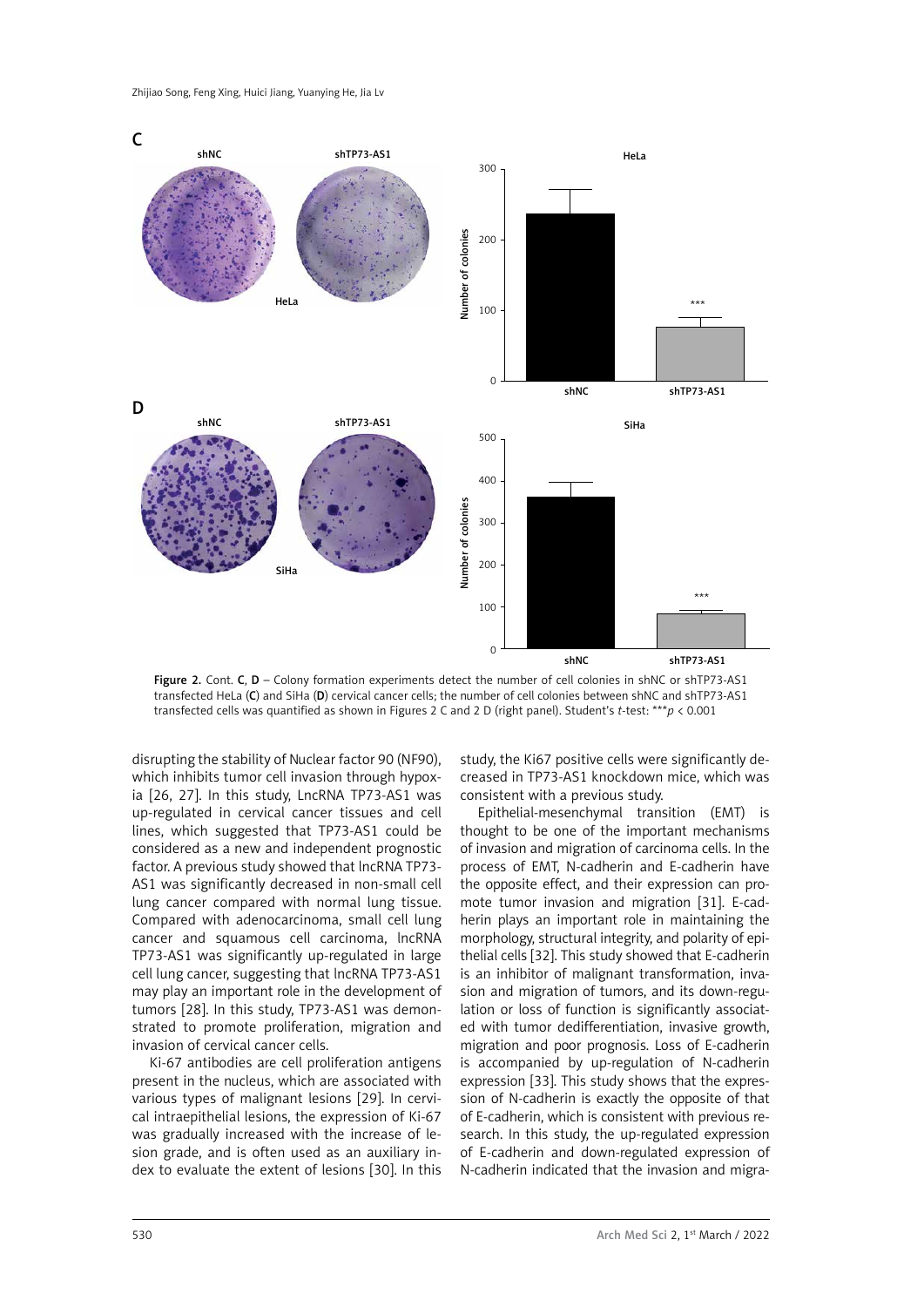Figure 2. Cont. C, D – Colony formation experiments detect the number of cell colonies in shNC or shTP73-AS1 transfected HeLa (C) and SiHa (D) cervical cancer cells; the number of cell colonies between shNC and shTP73-AS1 transfected cells was quantified as shown in Figures 2 C and 2 D (right panel). Student's *t*-test: ****p* < 0.001

disrupting the stability of Nuclear factor 90 (NF90), which inhibits tumor cell invasion through hypoxia [26, 27]. In this study, LncRNA TP73-AS1 was up-regulated in cervical cancer tissues and cell lines, which suggested that TP73-AS1 could be considered as a new and independent prognostic factor. A previous study showed that lncRNA TP73-AS1 was significantly decreased in non-small cell lung cancer compared with normal lung tissue. Compared with adenocarcinoma, small cell lung cancer and squamous cell carcinoma, lncRNA TP73-AS1 was significantly up-regulated in large cell lung cancer, suggesting that lncRNA TP73-AS1 may play an important role in the development of tumors [28]. In this study, TP73-AS1 was demonstrated to promote proliferation, migration and invasion of cervical cancer cells.

Ki-67 antibodies are cell proliferation antigens present in the nucleus, which are associated with various types of malignant lesions [29]. In cervical intraepithelial lesions, the expression of Ki-67 was gradually increased with the increase of lesion grade, and is often used as an auxiliary index to evaluate the extent of lesions [30]. In this study, the Ki67 positive cells were significantly decreased in TP73-AS1 knockdown mice, which was consistent with a previous study.

Epithelial-mesenchymal transition (EMT) is thought to be one of the important mechanisms of invasion and migration of carcinoma cells. In the process of EMT, N-cadherin and E-cadherin have the opposite effect, and their expression can promote tumor invasion and migration [31]. E-cadherin plays an important role in maintaining the morphology, structural integrity, and polarity of epithelial cells [32]. This study showed that E-cadherin is an inhibitor of malignant transformation, invasion and migration of tumors, and its down-regulation or loss of function is significantly associated with tumor dedifferentiation, invasive growth, migration and poor prognosis. Loss of E-cadherin is accompanied by up-regulation of N-cadherin expression [33]. This study shows that the expression of N-cadherin is exactly the opposite of that of E-cadherin, which is consistent with previous research. In this study, the up-regulated expression of E-cadherin and down-regulated expression of N-cadherin indicated that the invasion and migra-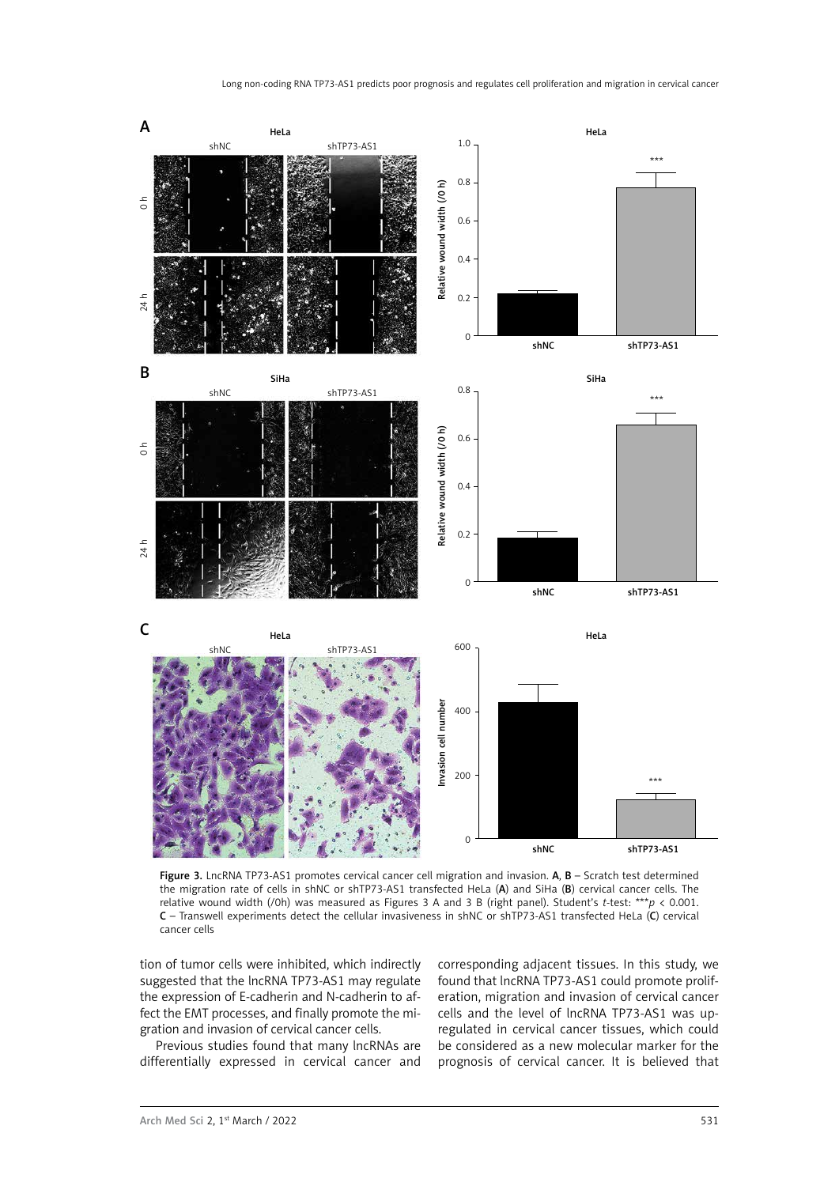Figure 3. LncRNA TP73-AS1 promotes cervical cancer cell migration and invasion. **A**, **B** – Scratch test determined the migration rate of cells in shNC or shTP73-AS1 transfected HeLa (**A**) and SiHa (**B**) cervical cancer cells. The relative wound width (/0h) was measured as Figures 3 A and 3 B (right panel). Student's *t*-test: ***$p < 0.001$. **C** – Transwell experiments detect the cellular invasiveness in shNC or shTP73-AS1 transfected HeLa (**C**) cervical cancer cells

tion of tumor cells were inhibited, which indirectly suggested that the lncRNA TP73-AS1 may regulate the expression of E-cadherin and N-cadherin to affect the EMT processes, and finally promote the migration and invasion of cervical cancer cells.

Previous studies found that many lncRNAs are differentially expressed in cervical cancer and corresponding adjacent tissues. In this study, we found that lncRNA TP73-AS1 could promote proliferation, migration and invasion of cervical cancer cells and the level of lncRNA TP73-AS1 was upregulated in cervical cancer tissues, which could be considered as a new molecular marker for the prognosis of cervical cancer. It is believed that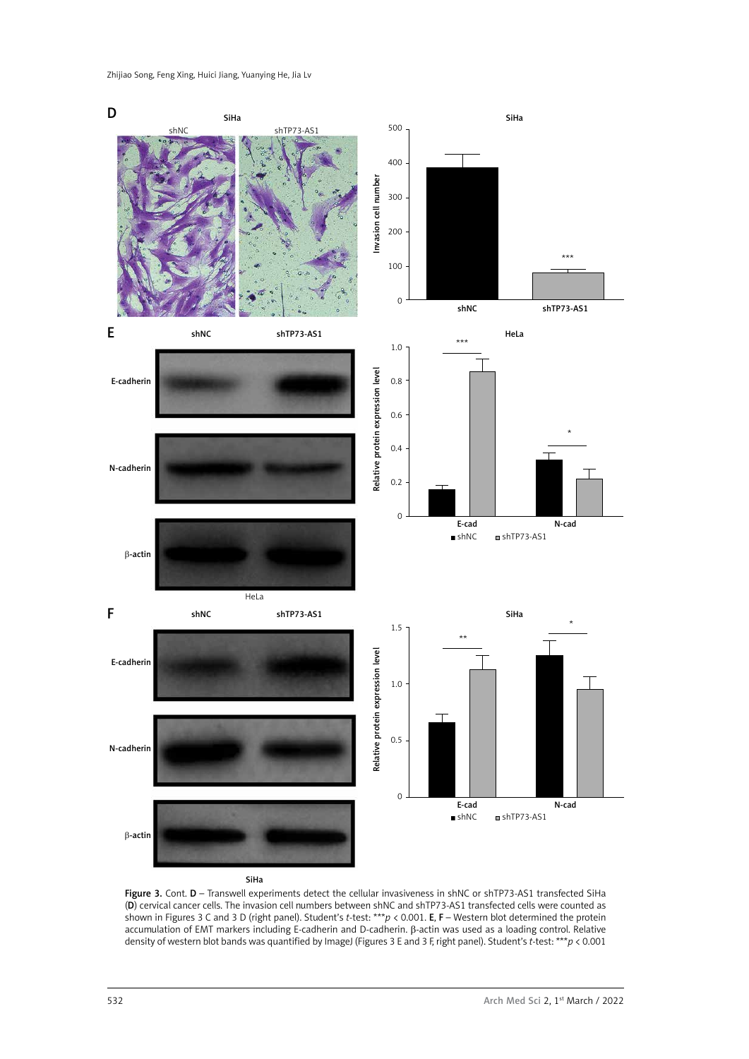**Figure 3.** Cont. **D** – Transwell experiments detect the cellular invasiveness in shNC or shTP73-AS1 transfected SiHa (**D**) cervical cancer cells. The invasion cell numbers between shNC and shTP73-AS1 transfected cells were counted as shown in Figures 3 C and 3 D (right panel). Student's *t*-test: ***$p < 0.001$. **E**, **F** – Western blot determined the protein accumulation of EMT markers including E-cadherin and D-cadherin. β-actin was used as a loading control. Relative density of western blot bands was quantified by ImageJ (Figures 3 E and 3 F, right panel). Student's *t*-test: ***$p < 0.001$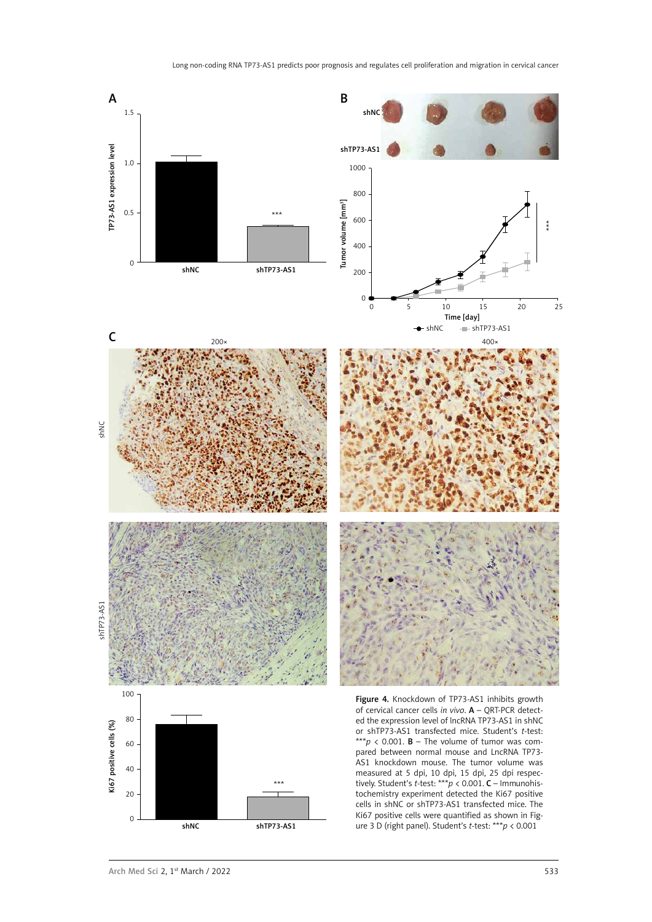Figure 4. Knockdown of TP73-AS1 inhibits growth of cervical cancer cells *in vivo*. **A** – QRT-PCR detected the expression level of lncRNA TP73-AS1 in shNC or shTP73-AS1 transfected mice. Student's *t*-test: ***$p$ < 0.001. **B** – The volume of tumor was compared between normal mouse and LncRNA TP73-AS1 knockdown mouse. The tumor volume was measured at 5 dpi, 10 dpi, 15 dpi, 25 dpi respectively. Student's *t*-test: ***$p$ < 0.001. **C** – Immunohistochemistry experiment detected the Ki67 positive cells in shNC or shTP73-AS1 transfected mice. The Ki67 positive cells were quantified as shown in Figure 3 D (right panel). Student's *t*-test: ***$p$ < 0.001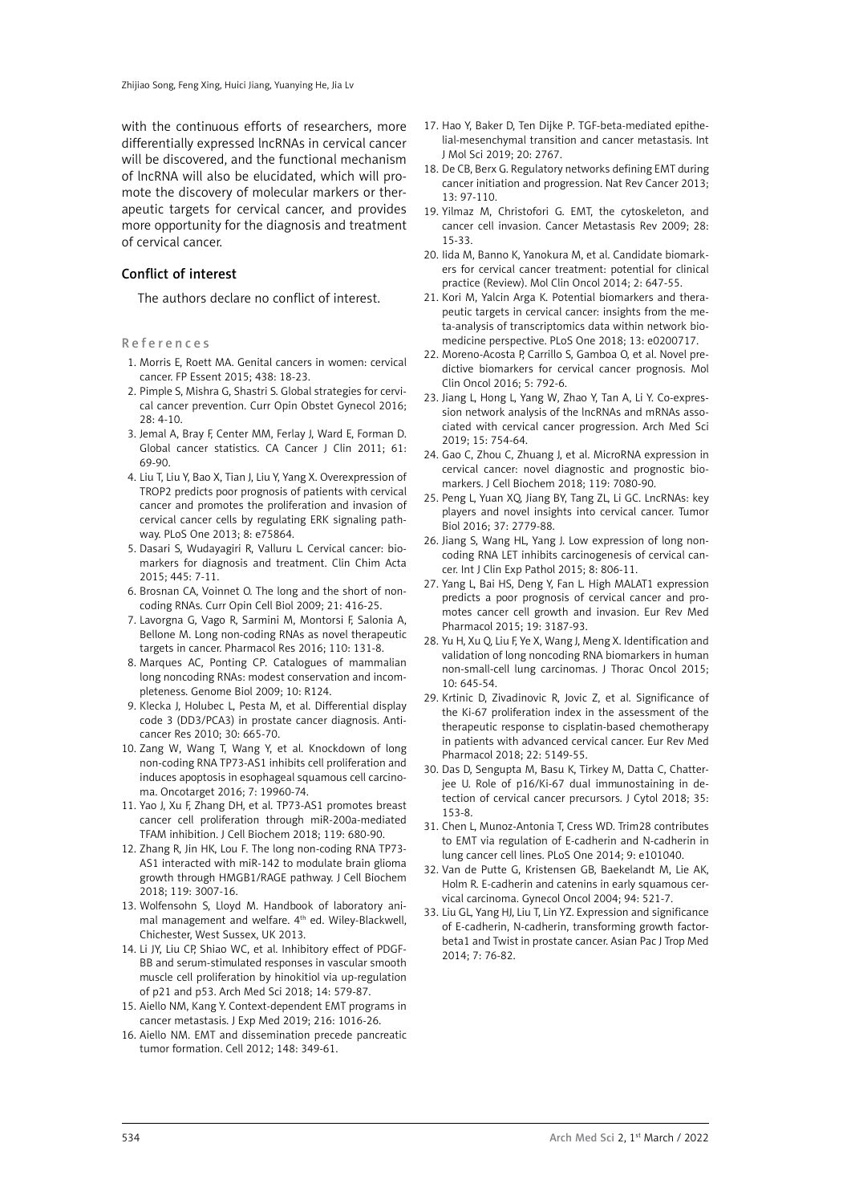with the continuous efforts of researchers, more differentially expressed lncRNAs in cervical cancer will be discovered, and the functional mechanism of lncRNA will also be elucidated, which will promote the discovery of molecular markers or therapeutic targets for cervical cancer, and provides more opportunity for the diagnosis and treatment of cervical cancer.

## Conflict of interest

The authors declare no conflict of interest.

## References

1. Morris E, Roett MA. Genital cancers in women: cervical cancer. FP Essent 2015; 438: 18-23.
2. Pimple S, Mishra G, Shastri S. Global strategies for cervical cancer prevention. Curr Opin Obstet Gynecol 2016; 28: 4-10.
3. Jemal A, Bray F, Center MM, Ferlay J, Ward E, Forman D. Global cancer statistics. CA Cancer J Clin 2011; 61: 69-90.
4. Liu T, Liu Y, Bao X, Tian J, Liu Y, Yang X. Overexpression of TROP2 predicts poor prognosis of patients with cervical cancer and promotes the proliferation and invasion of cervical cancer cells by regulating ERK signaling pathway. PLoS One 2013; 8: e75864.
5. Dasari S, Wudayagiri R, Valluru L. Cervical cancer: biomarkers for diagnosis and treatment. Clin Chim Acta 2015; 445: 7-11.
6. Brosnan CA, Voinnet O. The long and the short of noncoding RNAs. Curr Opin Cell Biol 2009; 21: 416-25.
7. Lavorgna G, Vago R, Sarmini M, Montorsi F, Salonia A, Bellone M. Long non-coding RNAs as novel therapeutic targets in cancer. Pharmacol Res 2016; 110: 131-8.
8. Marques AC, Ponting CP. Catalogues of mammalian long noncoding RNAs: modest conservation and incompleteness. Genome Biol 2009; 10: R124.
9. Klecka J, Holubec L, Pesta M, et al. Differential display code 3 (DD3/PCA3) in prostate cancer diagnosis. Anticancer Res 2010; 30: 665-70.
10. Zang W, Wang T, Wang Y, et al. Knockdown of long non-coding RNA TP73-AS1 inhibits cell proliferation and induces apoptosis in esophageal squamous cell carcinoma. Oncotarget 2016; 7: 19960-74.
11. Yao J, Xu F, Zhang DH, et al. TP73-AS1 promotes breast cancer cell proliferation through miR-200a-mediated TFAM inhibition. J Cell Biochem 2018; 119: 680-90.
12. Zhang R, Jin HK, Lou F. The long non-coding RNA TP73-AS1 interacted with miR-142 to modulate brain glioma growth through HMGB1/RAGE pathway. J Cell Biochem 2018; 119: 3007-16.
13. Wolfensohn S, Lloyd M. Handbook of laboratory animal management and welfare. 4th ed. Wiley-Blackwell, Chichester, West Sussex, UK 2013.
14. Li JY, Liu CP, Shiao WC, et al. Inhibitory effect of PDGF-BB and serum-stimulated responses in vascular smooth muscle cell proliferation by hinokitiol via up-regulation of p21 and p53. Arch Med Sci 2018; 14: 579-87.
15. Aiello NM, Kang Y. Context-dependent EMT programs in cancer metastasis. J Exp Med 2019; 216: 1016-26.
16. Aiello NM. EMT and dissemination precede pancreatic tumor formation. Cell 2012; 148: 349-61.
17. Hao Y, Baker D, Ten Dijke P. TGF-beta-mediated epithelial-mesenchymal transition and cancer metastasis. Int J Mol Sci 2019; 20: 2767.
18. De CB, Berx G. Regulatory networks defining EMT during cancer initiation and progression. Nat Rev Cancer 2013; 13: 97-110.
19. Yilmaz M, Christofori G. EMT, the cytoskeleton, and cancer cell invasion. Cancer Metastasis Rev 2009; 28: 15-33.
20. Iida M, Banno K, Yanokura M, et al. Candidate biomarkers for cervical cancer treatment: potential for clinical practice (Review). Mol Clin Oncol 2014; 2: 647-55.
21. Kori M, Yalcin Arga K. Potential biomarkers and therapeutic targets in cervical cancer: insights from the meta-analysis of transcriptomics data within network biomedicine perspective. PLoS One 2018; 13: e0200717.
22. Moreno-Acosta P, Carrillo S, Gamboa O, et al. Novel predictive biomarkers for cervical cancer prognosis. Mol Clin Oncol 2016; 5: 792-6.
23. Jiang L, Hong L, Yang W, Zhao Y, Tan A, Li Y. Co-expression network analysis of the lncRNAs and mRNAs associated with cervical cancer progression. Arch Med Sci 2019; 15: 754-64.
24. Gao C, Zhou C, Zhuang J, et al. MicroRNA expression in cervical cancer: novel diagnostic and prognostic biomarkers. J Cell Biochem 2018; 119: 7080-90.
25. Peng L, Yuan XQ, Jiang BY, Tang ZL, Li GC. LncRNAs: key players and novel insights into cervical cancer. Tumor Biol 2016; 37: 2779-88.
26. Jiang S, Wang HL, Yang J. Low expression of long noncoding RNA LET inhibits carcinogenesis of cervical cancer. Int J Clin Exp Pathol 2015; 8: 806-11.
27. Yang L, Bai HS, Deng Y, Fan L. High MALAT1 expression predicts a poor prognosis of cervical cancer and promotes cancer cell growth and invasion. Eur Rev Med Pharmacol 2015; 19: 3187-93.
28. Yu H, Xu Q, Liu F, Ye X, Wang J, Meng X. Identification and validation of long noncoding RNA biomarkers in human non-small-cell lung carcinomas. J Thorac Oncol 2015; 10: 645-54.
29. Krtinic D, Zivadinovic R, Jovic Z, et al. Significance of the Ki-67 proliferation index in the assessment of the therapeutic response to cisplatin-based chemotherapy in patients with advanced cervical cancer. Eur Rev Med Pharmacol 2018; 22: 5149-55.
30. Das D, Sengupta M, Basu K, Tirkey M, Datta C, Chatterjee U. Role of p16/Ki-67 dual immunostaining in detection of cervical cancer precursors. J Cytol 2018; 35: 153-8.
31. Chen L, Munoz-Antonia T, Cress WD. Trim28 contributes to EMT via regulation of E-cadherin and N-cadherin in lung cancer cell lines. PLoS One 2014; 9: e101040.
32. Van de Putte G, Kristensen GB, Baekelandt M, Lie AK, Holm R. E-cadherin and catenins in early squamous cervical carcinoma. Gynecol Oncol 2004; 94: 521-7.
33. Liu GL, Yang HJ, Liu T, Lin YZ. Expression and significance of E-cadherin, N-cadherin, transforming growth factor-beta1 and Twist in prostate cancer. Asian Pac J Trop Med 2014; 7: 76-82.